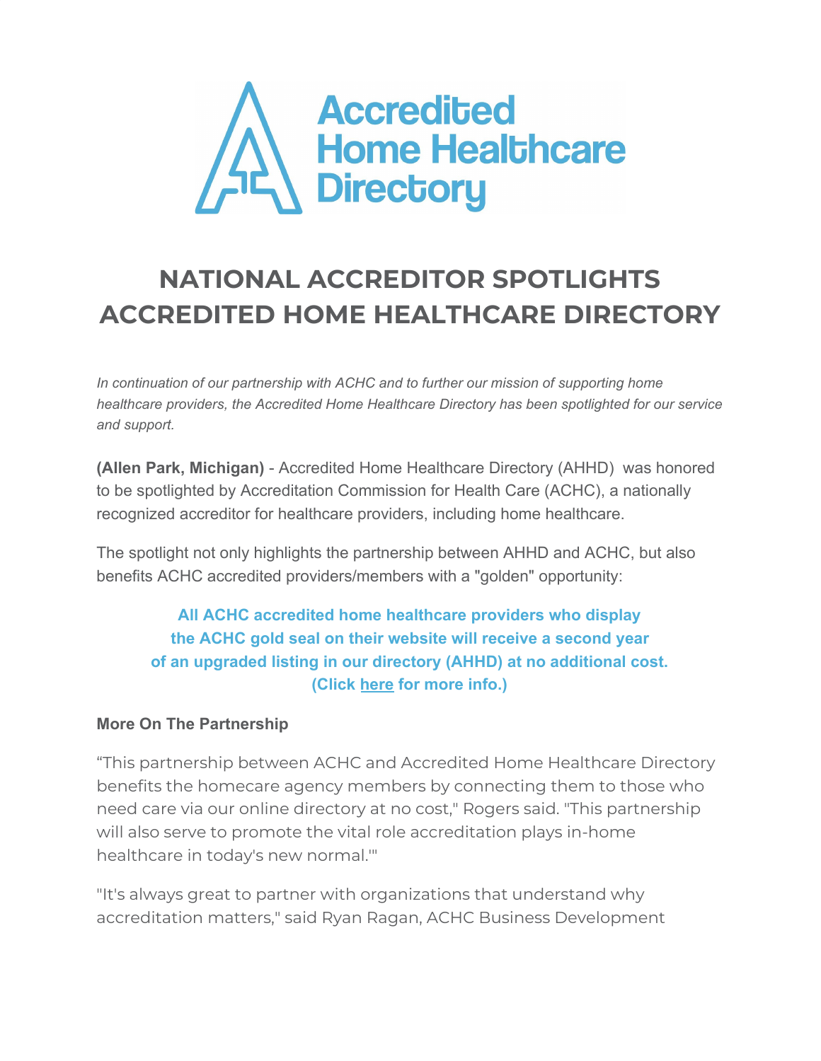# NATIONAL ACCREDITOR SPOTLIGHTS ACCREDITED HOME HEALTHCARE DIRECTORY

*In continuation of our partnership with ACHC and to further our mission of supporting home healthcare providers, the Accredited Home Healthcare Directory has been spotlighted for our service and support.*

**(Allen Park, Michigan)** - Accredited Home Healthcare Directory (AHHD) was honored to be spotlighted by Accreditation Commission for Health Care (ACHC), a nationally recognized accreditor for healthcare providers, including home healthcare.

The spotlight not only highlights the partnership between AHHD and ACHC, but also benefits ACHC accredited providers/members with a "golden" opportunity:

**All ACHC accredited home healthcare providers who display the ACHC gold seal on their website will receive a second year of an upgraded listing in our directory (AHHD) at no additional cost. (Click here for more info.)**

**More On The Partnership**

"This partnership between ACHC and Accredited Home Healthcare Directory benefits the homecare agency members by connecting them to those who need care via our online directory at no cost," Rogers said. "This partnership will also serve to promote the vital role accreditation plays in-home healthcare in today's new normal.'"

"It's always great to partner with organizations that understand why accreditation matters," said Ryan Ragan, ACHC Business Development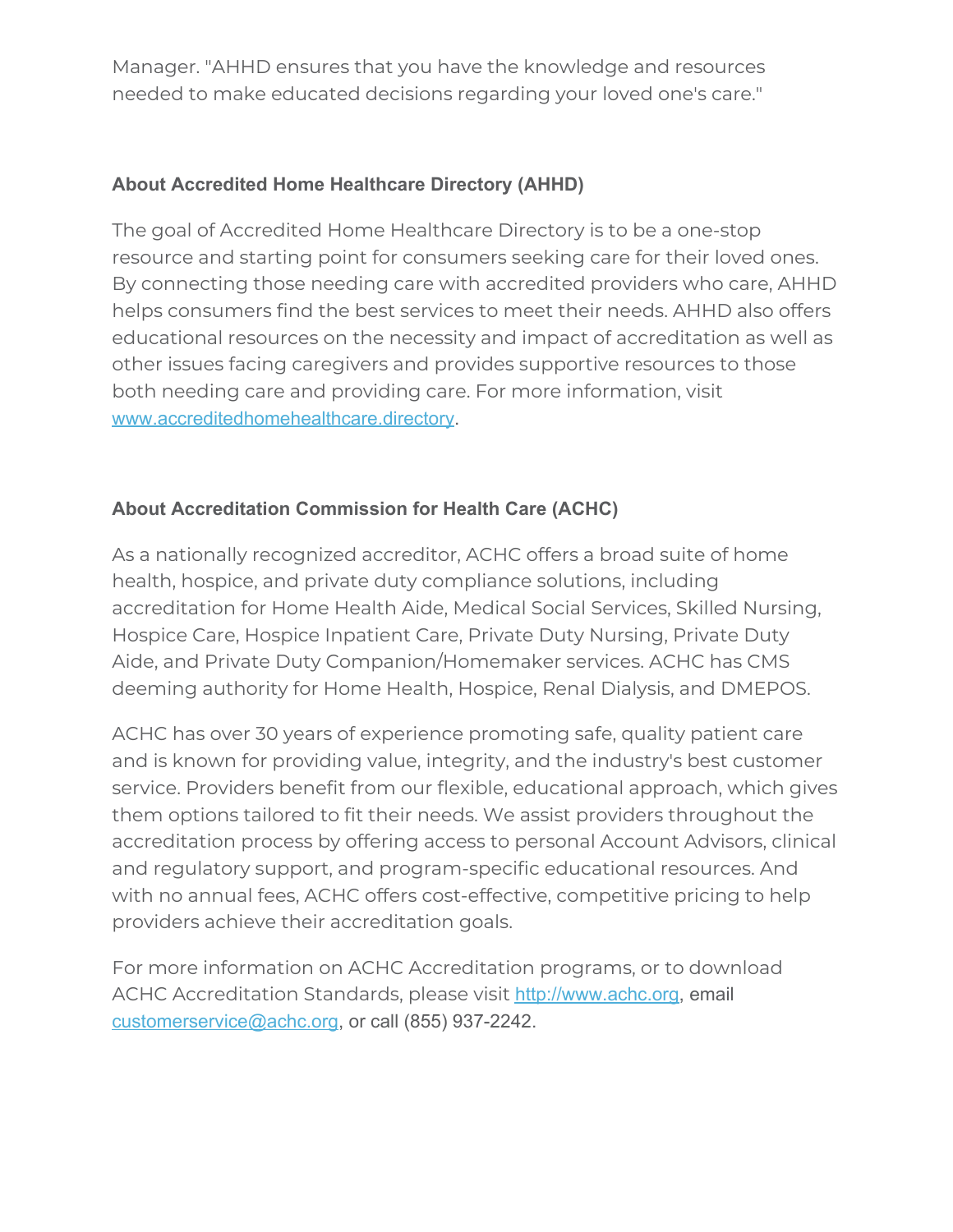Manager. "AHHD ensures that you have the knowledge and resources needed to make educated decisions regarding your loved one's care."

### About Accredited Home Healthcare Directory (AHHD)

The goal of Accredited Home Healthcare Directory is to be a one-stop resource and starting point for consumers seeking care for their loved ones. By connecting those needing care with accredited providers who care, AHHD helps consumers find the best services to meet their needs. AHHD also offers educational resources on the necessity and impact of accreditation as well as other issues facing caregivers and provides supportive resources to those both needing care and providing care. For more information, visit www.accreditedhomehealthcare.directory.

### About Accreditation Commission for Health Care (ACHC)

As a nationally recognized accreditor, ACHC offers a broad suite of home health, hospice, and private duty compliance solutions, including accreditation for Home Health Aide, Medical Social Services, Skilled Nursing, Hospice Care, Hospice Inpatient Care, Private Duty Nursing, Private Duty Aide, and Private Duty Companion/Homemaker services. ACHC has CMS deeming authority for Home Health, Hospice, Renal Dialysis, and DMEPOS.

ACHC has over 30 years of experience promoting safe, quality patient care and is known for providing value, integrity, and the industry's best customer service. Providers benefit from our flexible, educational approach, which gives them options tailored to fit their needs. We assist providers throughout the accreditation process by offering access to personal Account Advisors, clinical and regulatory support, and program-specific educational resources. And with no annual fees, ACHC offers cost-effective, competitive pricing to help providers achieve their accreditation goals.

For more information on ACHC Accreditation programs, or to download ACHC Accreditation Standards, please visit http://www.achc.org, email customerservice@achc.org, or call (855) 937-2242.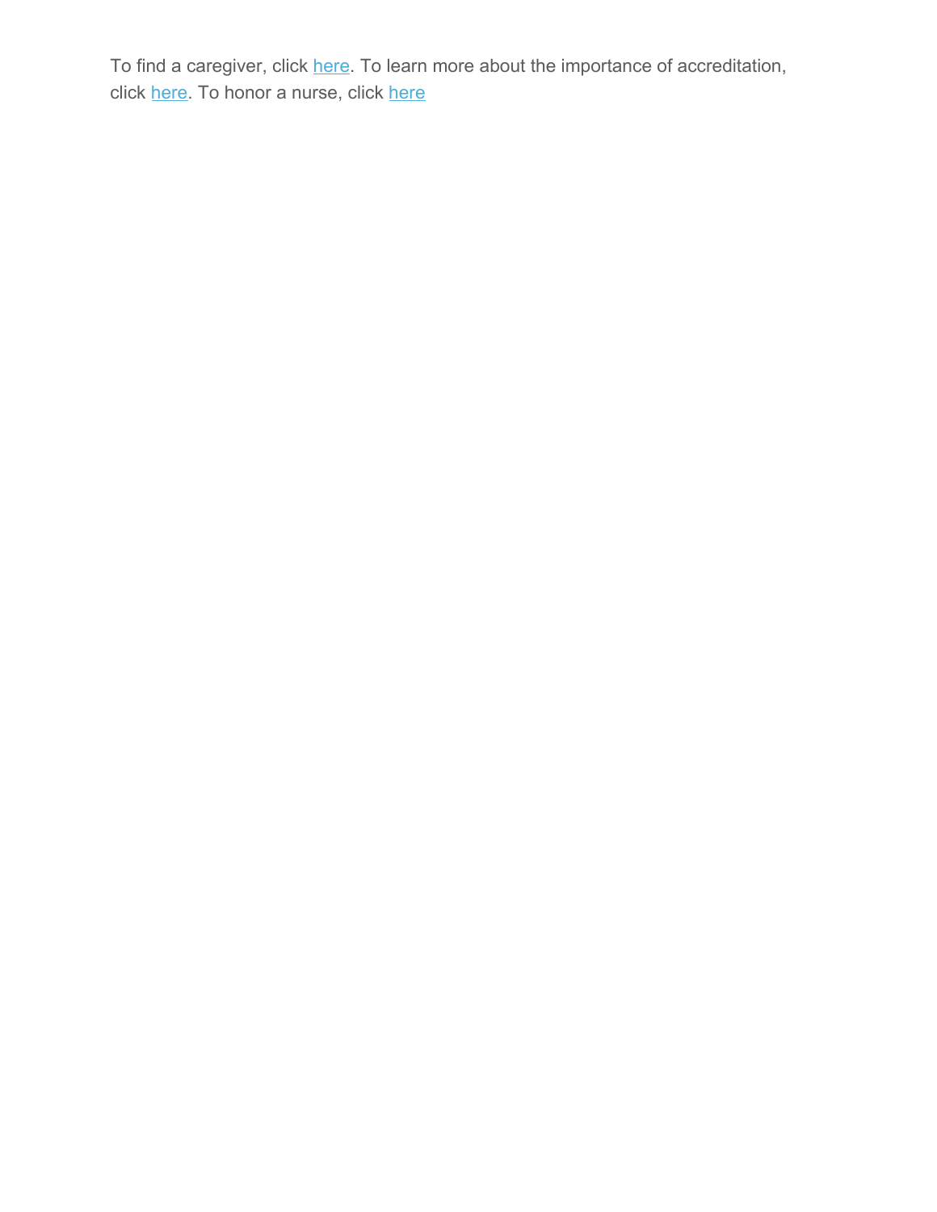To find a caregiver, click here. To learn more about the importance of accreditation, click here. To honor a nurse, click here